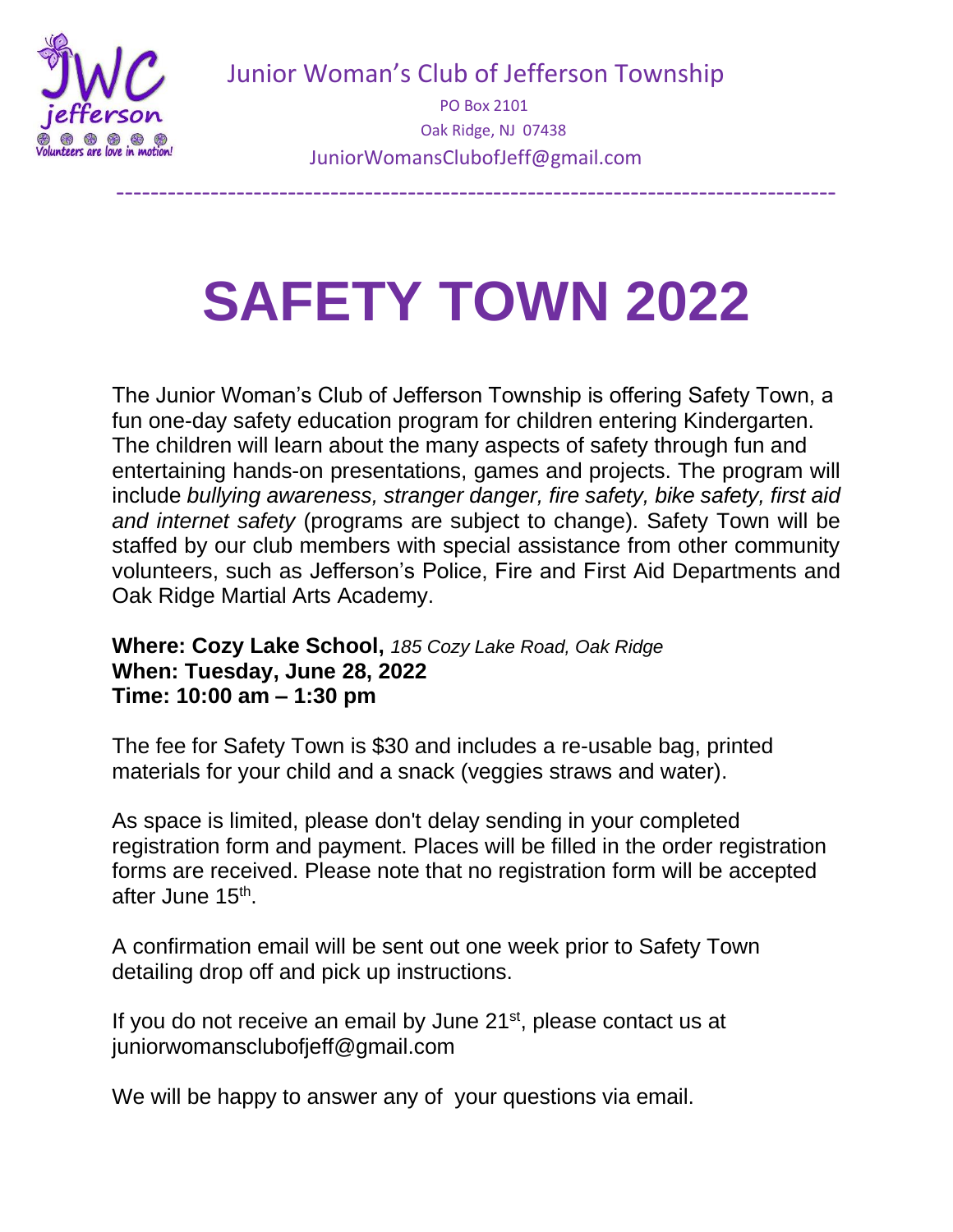Junior Woman's Club of Jefferson Township

PO Box 2101

Oak Ridge, NJ 07438

JuniorWomansClubofJeff@gmail.com

---

# SAFETY TOWN 2022

The Junior Woman's Club of Jefferson Township is offering Safety Town, a fun one-day safety education program for children entering Kindergarten. The children will learn about the many aspects of safety through fun and entertaining hands-on presentations, games and projects. The program will include *bullying awareness, stranger danger, fire safety, bike safety, first aid and internet safety* (programs are subject to change). Safety Town will be staffed by our club members with special assistance from other community volunteers, such as Jefferson's Police, Fire and First Aid Departments and Oak Ridge Martial Arts Academy.

**Where: Cozy Lake School,** *185 Cozy Lake Road, Oak Ridge*
**When: Tuesday, June 28, 2022**
**Time: 10:00 am – 1:30 pm**

The fee for Safety Town is $30 and includes a re-usable bag, printed materials for your child and a snack (veggies straws and water).

As space is limited, please don't delay sending in your completed registration form and payment. Places will be filled in the order registration forms are received. Please note that no registration form will be accepted after June 15th.

A confirmation email will be sent out one week prior to Safety Town detailing drop off and pick up instructions.

If you do not receive an email by June 21st, please contact us at juniorwomansclubofjeff@gmail.com

We will be happy to answer any of your questions via email.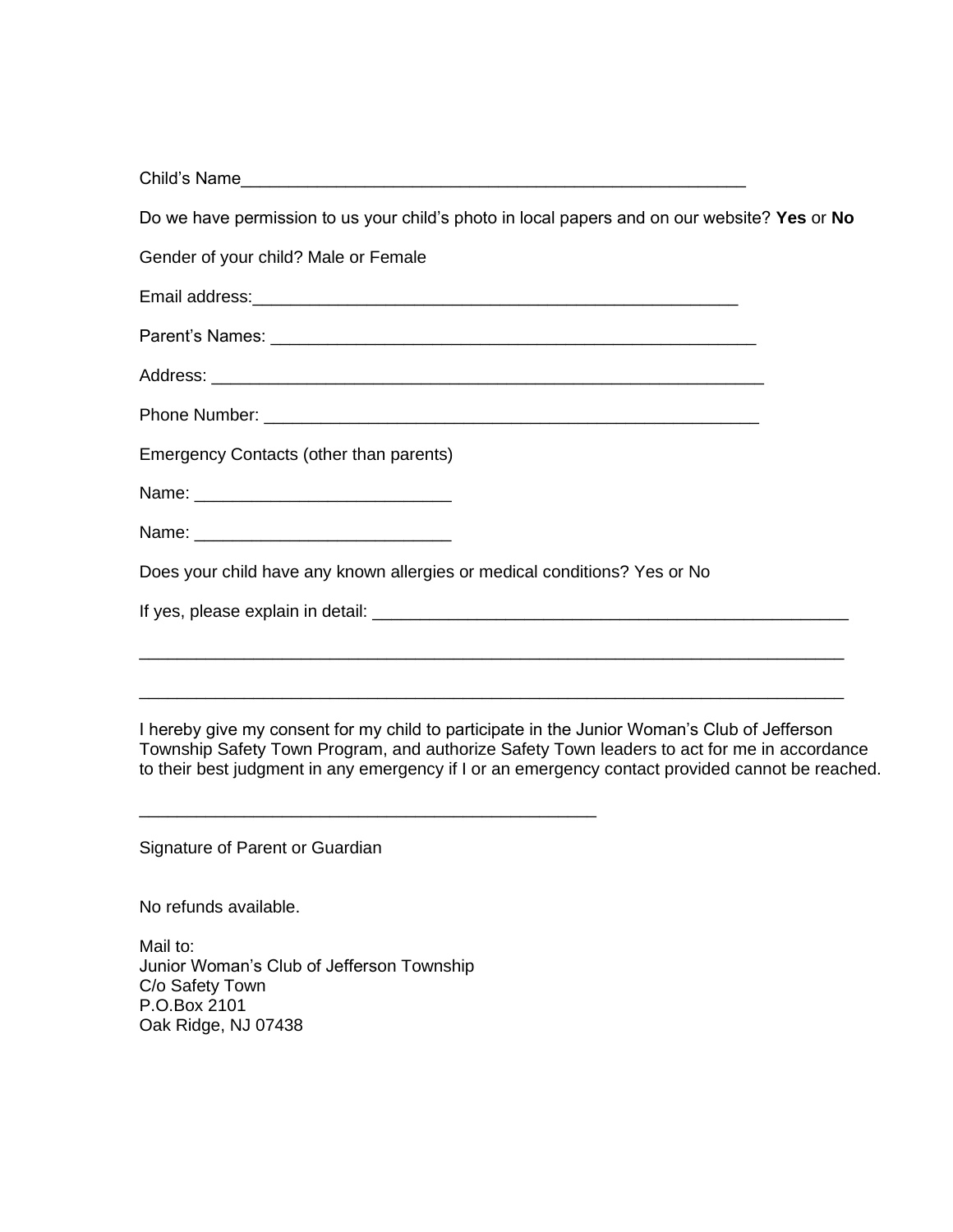Child's Name_______________________________________________________

Do we have permission to us your child's photo in local papers and on our website? **Yes** or **No**

Gender of your child? Male or Female

Email address:_____________________________________________________

Parent's Names: ____________________________________________________

Address: ___________________________________________________________

Phone Number: _____________________________________________________

Emergency Contacts (other than parents)

Name: _________________________

Name: _________________________

Does your child have any known allergies or medical conditions? Yes or No

If yes, please explain in detail: ______________________________________________

_________________________________________________________________________

_________________________________________________________________________

I hereby give my consent for my child to participate in the Junior Woman's Club of Jefferson Township Safety Town Program, and authorize Safety Town leaders to act for me in accordance to their best judgment in any emergency if I or an emergency contact provided cannot be reached.

_______________________________________________

Signature of Parent or Guardian

No refunds available.

Mail to:
Junior Woman's Club of Jefferson Township
C/o Safety Town
P.O.Box 2101
Oak Ridge, NJ 07438